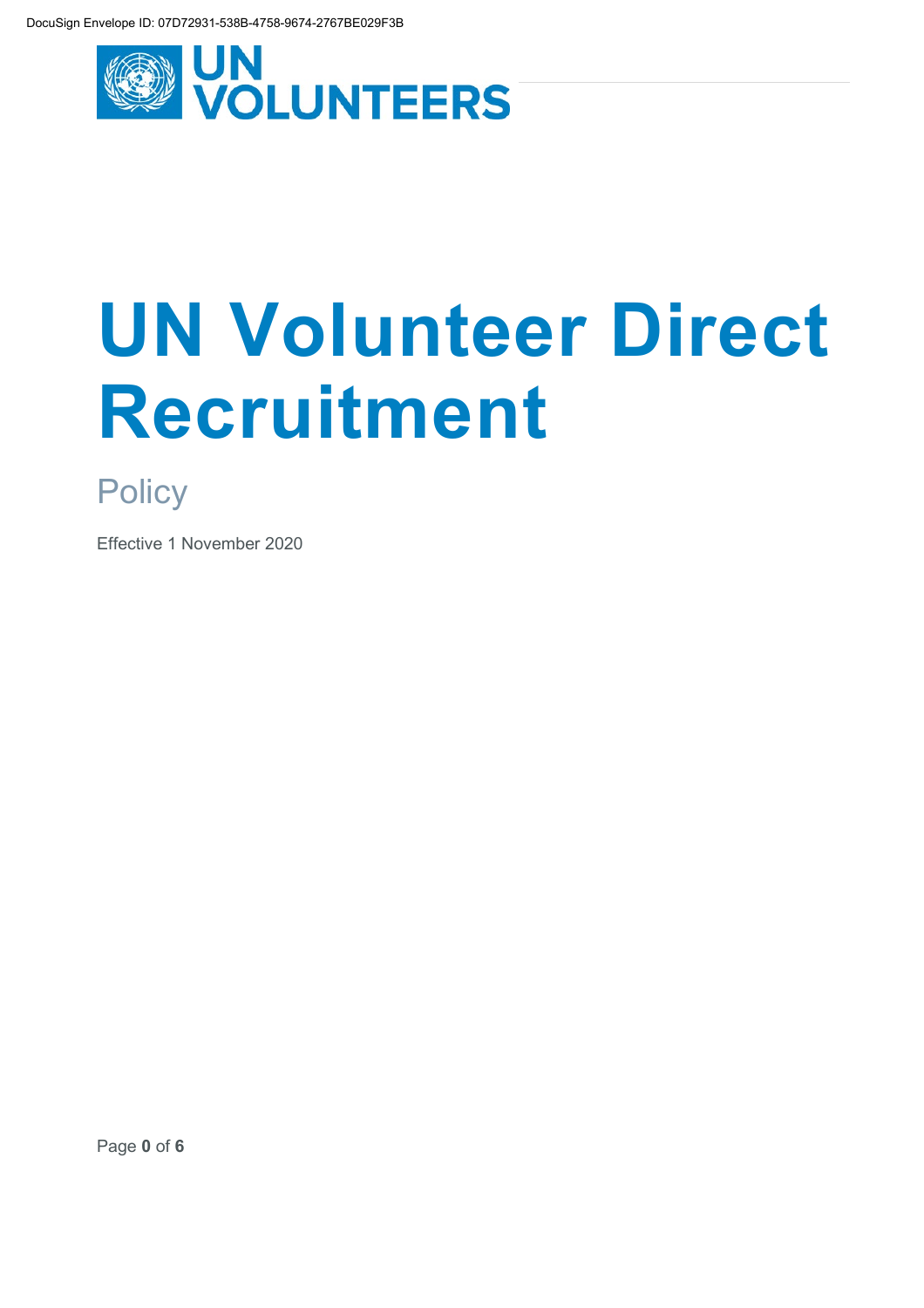DocuSign Envelope ID: 07D72931-538B-4758-9674-2767BE029F3B

UN VOLUNTEERS

# UN Volunteer Direct Recruitment

## Policy

Effective 1 November 2020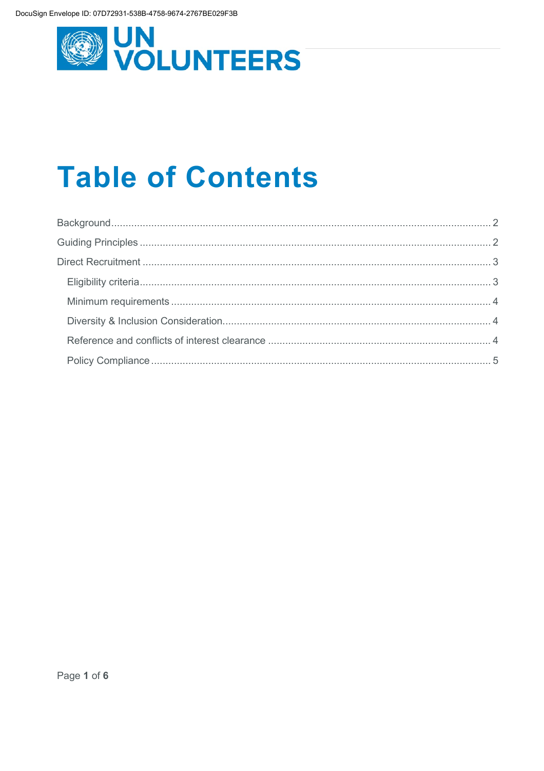# Table of Contents

Background ........................................................................................................................ 2

Guiding Principles ............................................................................................................. 2

Direct Recruitment ............................................................................................................. 3

- Eligibility criteria ............................................................................................................. 3
- Minimum requirements ................................................................................................... 4
- Diversity & Inclusion Consideration ................................................................................ 4
- Reference and conflicts of interest clearance ................................................................ 4
- Policy Compliance .......................................................................................................... 5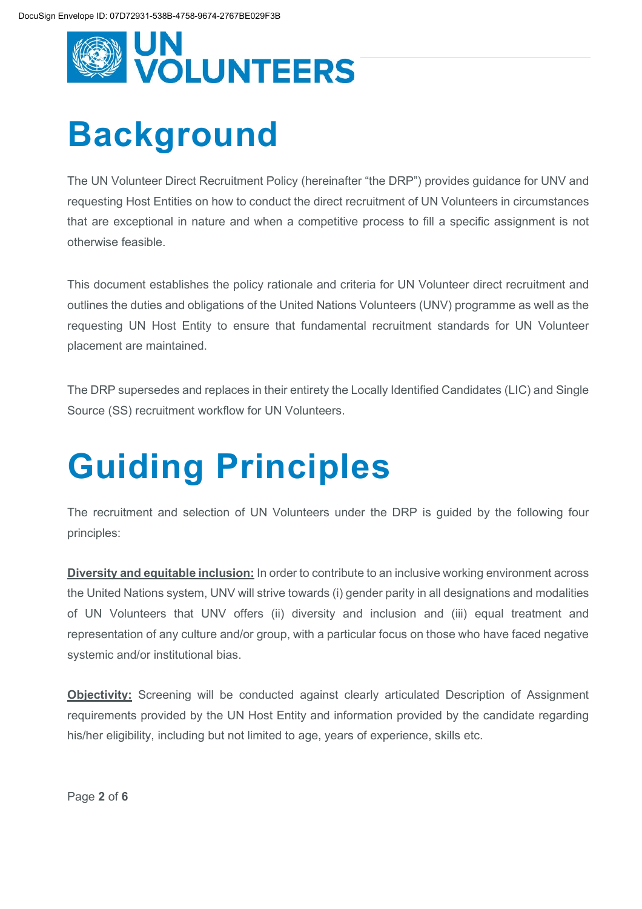# Background

The UN Volunteer Direct Recruitment Policy (hereinafter "the DRP") provides guidance for UNV and requesting Host Entities on how to conduct the direct recruitment of UN Volunteers in circumstances that are exceptional in nature and when a competitive process to fill a specific assignment is not otherwise feasible.

This document establishes the policy rationale and criteria for UN Volunteer direct recruitment and outlines the duties and obligations of the United Nations Volunteers (UNV) programme as well as the requesting UN Host Entity to ensure that fundamental recruitment standards for UN Volunteer placement are maintained.

The DRP supersedes and replaces in their entirety the Locally Identified Candidates (LIC) and Single Source (SS) recruitment workflow for UN Volunteers.

# Guiding Principles

The recruitment and selection of UN Volunteers under the DRP is guided by the following four principles:

**Diversity and equitable inclusion:** In order to contribute to an inclusive working environment across the United Nations system, UNV will strive towards (i) gender parity in all designations and modalities of UN Volunteers that UNV offers (ii) diversity and inclusion and (iii) equal treatment and representation of any culture and/or group, with a particular focus on those who have faced negative systemic and/or institutional bias.

**Objectivity:** Screening will be conducted against clearly articulated Description of Assignment requirements provided by the UN Host Entity and information provided by the candidate regarding his/her eligibility, including but not limited to age, years of experience, skills etc.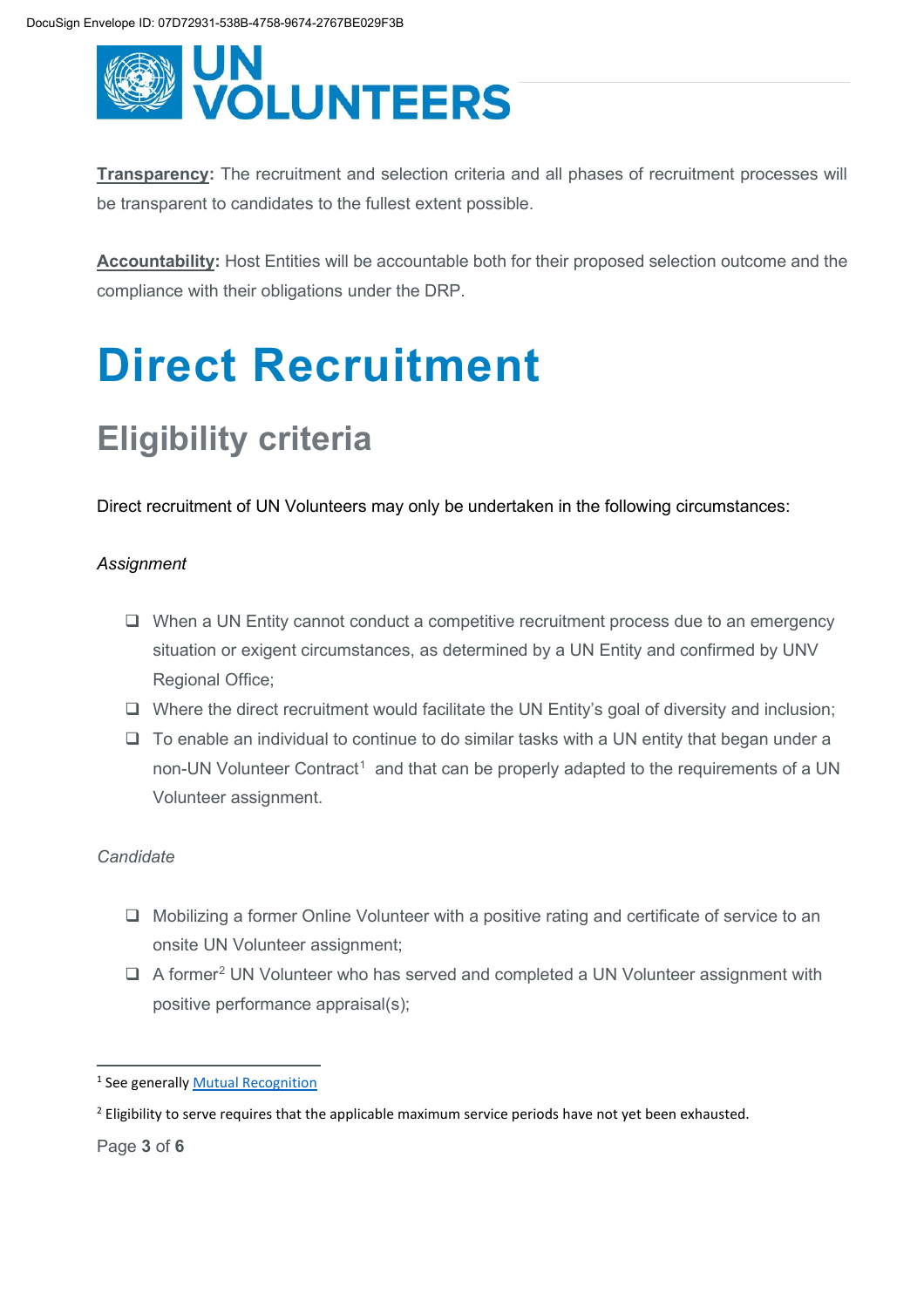**Transparency:** The recruitment and selection criteria and all phases of recruitment processes will be transparent to candidates to the fullest extent possible.

**Accountability:** Host Entities will be accountable both for their proposed selection outcome and the compliance with their obligations under the DRP.

# Direct Recruitment

## Eligibility criteria

Direct recruitment of UN Volunteers may only be undertaken in the following circumstances:

*Assignment*

- When a UN Entity cannot conduct a competitive recruitment process due to an emergency situation or exigent circumstances, as determined by a UN Entity and confirmed by UNV Regional Office;
- Where the direct recruitment would facilitate the UN Entity's goal of diversity and inclusion;
- To enable an individual to continue to do similar tasks with a UN entity that began under a non-UN Volunteer Contract[1] and that can be properly adapted to the requirements of a UN Volunteer assignment.

*Candidate*

- Mobilizing a former Online Volunteer with a positive rating and certificate of service to an onsite UN Volunteer assignment;
- A former[2] UN Volunteer who has served and completed a UN Volunteer assignment with positive performance appraisal(s);

---

[1] See generally Mutual Recognition

[2] Eligibility to serve requires that the applicable maximum service periods have not yet been exhausted.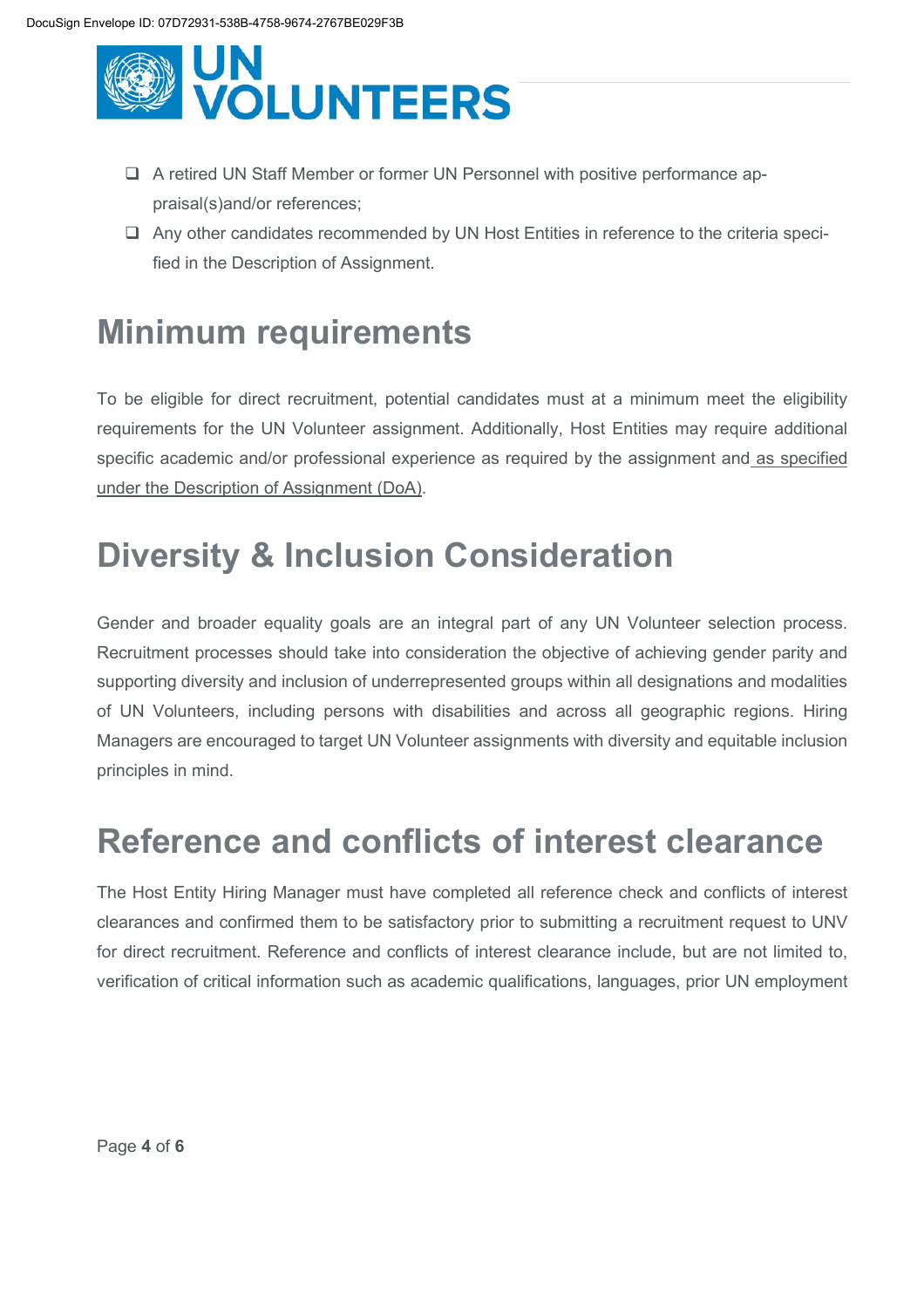- ❑ A retired UN Staff Member or former UN Personnel with positive performance appraisal(s)and/or references;
- ❑ Any other candidates recommended by UN Host Entities in reference to the criteria specified in the Description of Assignment.

# Minimum requirements

To be eligible for direct recruitment, potential candidates must at a minimum meet the eligibility requirements for the UN Volunteer assignment. Additionally, Host Entities may require additional specific academic and/or professional experience as required by the assignment and as specified under the Description of Assignment (DoA).

# Diversity & Inclusion Consideration

Gender and broader equality goals are an integral part of any UN Volunteer selection process. Recruitment processes should take into consideration the objective of achieving gender parity and supporting diversity and inclusion of underrepresented groups within all designations and modalities of UN Volunteers, including persons with disabilities and across all geographic regions. Hiring Managers are encouraged to target UN Volunteer assignments with diversity and equitable inclusion principles in mind.

# Reference and conflicts of interest clearance

The Host Entity Hiring Manager must have completed all reference check and conflicts of interest clearances and confirmed them to be satisfactory prior to submitting a recruitment request to UNV for direct recruitment. Reference and conflicts of interest clearance include, but are not limited to, verification of critical information such as academic qualifications, languages, prior UN employment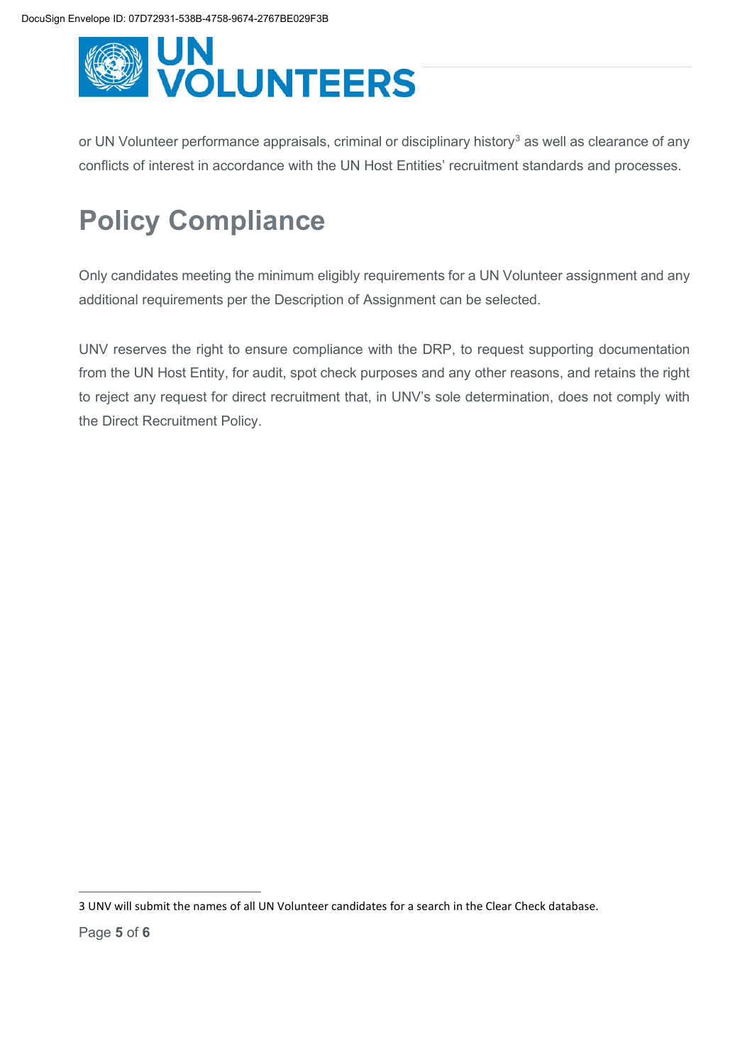or UN Volunteer performance appraisals, criminal or disciplinary history[3] as well as clearance of any conflicts of interest in accordance with the UN Host Entities' recruitment standards and processes.

# Policy Compliance

Only candidates meeting the minimum eligibly requirements for a UN Volunteer assignment and any additional requirements per the Description of Assignment can be selected.

UNV reserves the right to ensure compliance with the DRP, to request supporting documentation from the UN Host Entity, for audit, spot check purposes and any other reasons, and retains the right to reject any request for direct recruitment that, in UNV's sole determination, does not comply with the Direct Recruitment Policy.

---

3 UNV will submit the names of all UN Volunteer candidates for a search in the Clear Check database.